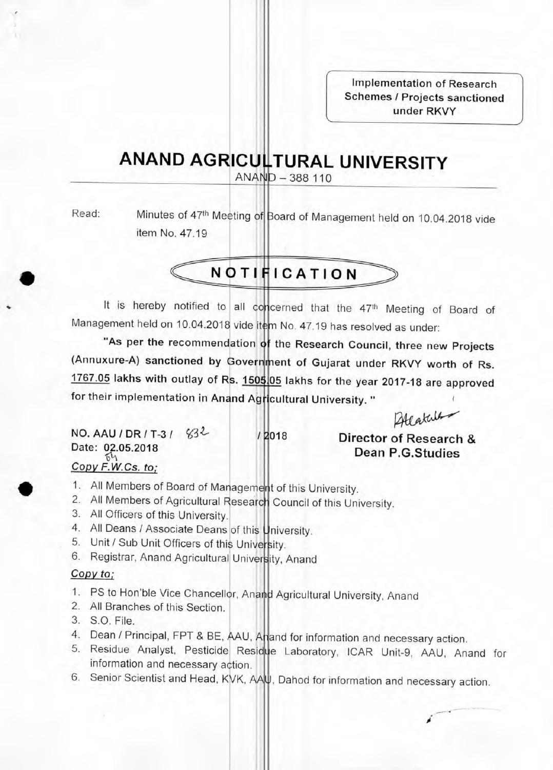Implementation of Research Schemes / Projects sanctioned under RKVY

# ANAND AGRICULTURAL UNIVERSITY

ANAND – 388 110

Read: Minutes of 47th Meeting of Board of Management held on 10.04.2018 vide item No. 47.19

## NOTIFICATION

It is hereby notified to all concerned that the 47th Meeting of Board of Management held on 10.04.2018 vide item No. 47.19 has resolved as under:

**"As per the recommendation of the Research Council, three new Projects (Annuxure-A) sanctioned by Government of Gujarat under RKVY worth of Rs. 1767.05 lakhs with outlay of Rs. 1505.05 lakhs for the year 2017-18 are approved for their implementation in Anand Agricultural University."**

NO. AAU / DR / T-3 / 832 / 2018

Date: 02.05.2018

**Director of Research & Dean P.G.Studies**

*Copy F.W.Cs. to;*

1. All Members of Board of Management of this University.
2. All Members of Agricultural Research Council of this University.
3. All Officers of this University.
4. All Deans / Associate Deans of this University.
5. Unit / Sub Unit Officers of this University.
6. Registrar, Anand Agricultural University, Anand

*Copy to;*

1. PS to Hon'ble Vice Chancellor, Anand Agricultural University, Anand
2. All Branches of this Section.
3. S.O. File.
4. Dean / Principal, FPT & BE, AAU, Anand for information and necessary action.
5. Residue Analyst, Pesticide Residue Laboratory, ICAR Unit-9, AAU, Anand for information and necessary action.
6. Senior Scientist and Head, KVK, AAU, Dahod for information and necessary action.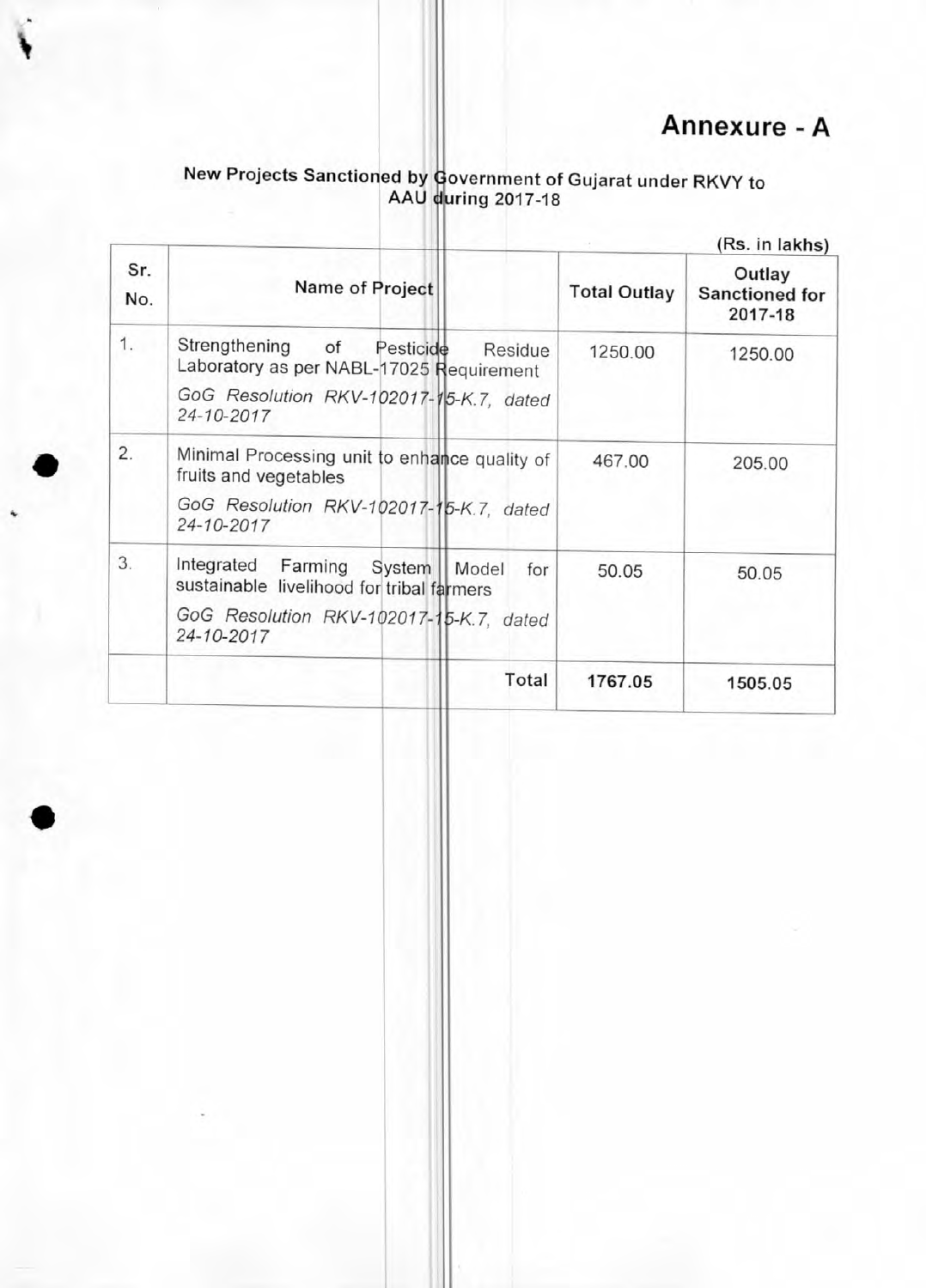# Annexure - A

## New Projects Sanctioned by Government of Gujarat under RKVY to AAU during 2017-18

(Rs. in lakhs)

| Sr. No. | Name of Project | Total Outlay | Outlay Sanctioned for 2017-18 |
|---|---|---|---|
| 1. | Strengthening of Pesticide Residue Laboratory as per NABL-17025 Requirement<br>*GoG Resolution RKV-102017-15-K.7, dated 24-10-2017* | 1250.00 | 1250.00 |
| 2. | Minimal Processing unit to enhance quality of fruits and vegetables<br>*GoG Resolution RKV-102017-15-K.7, dated 24-10-2017* | 467.00 | 205.00 |
| 3. | Integrated Farming System Model for sustainable livelihood for tribal farmers<br>*GoG Resolution RKV-102017-15-K.7, dated 24-10-2017* | 50.05 | 50.05 |
| | Total | **1767.05** | **1505.05** |